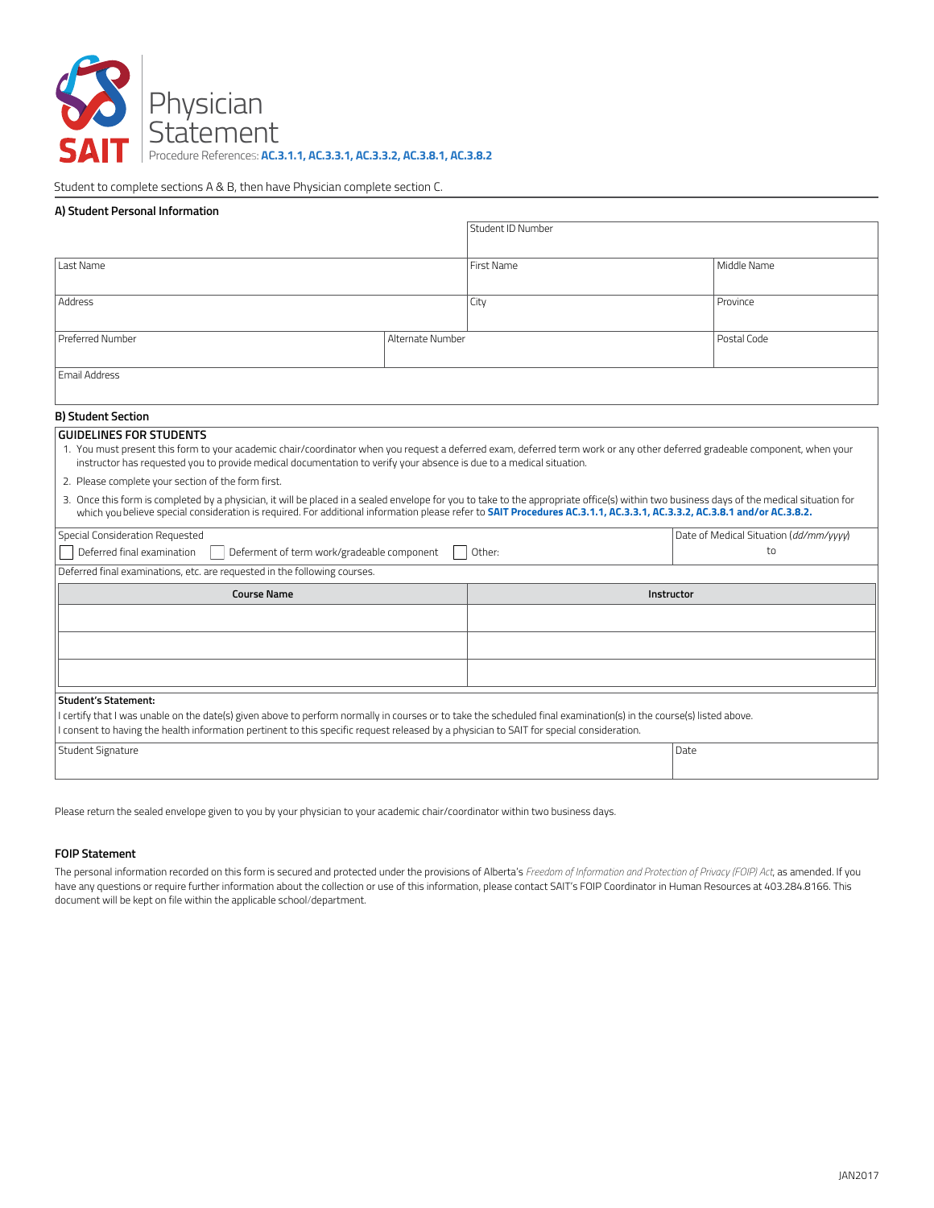# Physician Statement

Procedure References: **AC.3.1.1, AC.3.3.1, AC.3.3.2, AC.3.8.1, AC.3.8.2**

Student to complete sections A & B, then have Physician complete section C.

### A) Student Personal Information

| | | Student ID Number | |
|---|---|---|---|
| Last Name | | First Name | Middle Name |
| Address | | City | Province |
| Preferred Number | Alternate Number | | Postal Code |
| Email Address | | | |

### B) Student Section

**GUIDELINES FOR STUDENTS**

1. You must present this form to your academic chair/coordinator when you request a deferred exam, deferred term work or any other deferred gradeable component, when your instructor has requested you to provide medical documentation to verify your absence is due to a medical situation.
2. Please complete your section of the form first.
3. Once this form is completed by a physician, it will be placed in a sealed envelope for you to take to the appropriate office(s) within two business days of the medical situation for which you believe special consideration is required. For additional information please refer to **SAIT Procedures AC.3.1.1, AC.3.3.1, AC.3.3.2, AC.3.8.1 and/or AC.3.8.2.**

| Special Consideration Requested | Date of Medical Situation (*dd/mm/yyyy*) |
|---|---|
| ☐ Deferred final examination ☐ Deferment of term work/gradeable component ☐ Other: | to |

Deferred final examinations, etc. are requested in the following courses.

| Course Name | Instructor |
|---|---|
| | |
| | |
| | |

**Student's Statement:**

I certify that I was unable on the date(s) given above to perform normally in courses or to take the scheduled final examination(s) in the course(s) listed above.
I consent to having the health information pertinent to this specific request released by a physician to SAIT for special consideration.

| Student Signature | Date |
|---|---|
| | |

Please return the sealed envelope given to you by your physician to your academic chair/coordinator within two business days.

#### FOIP Statement

The personal information recorded on this form is secured and protected under the provisions of Alberta's *Freedom of Information and Protection of Privacy (FOIP) Act*, as amended. If you have any questions or require further information about the collection or use of this information, please contact SAIT's FOIP Coordinator in Human Resources at 403.284.8166. This document will be kept on file within the applicable school/department.

JAN2017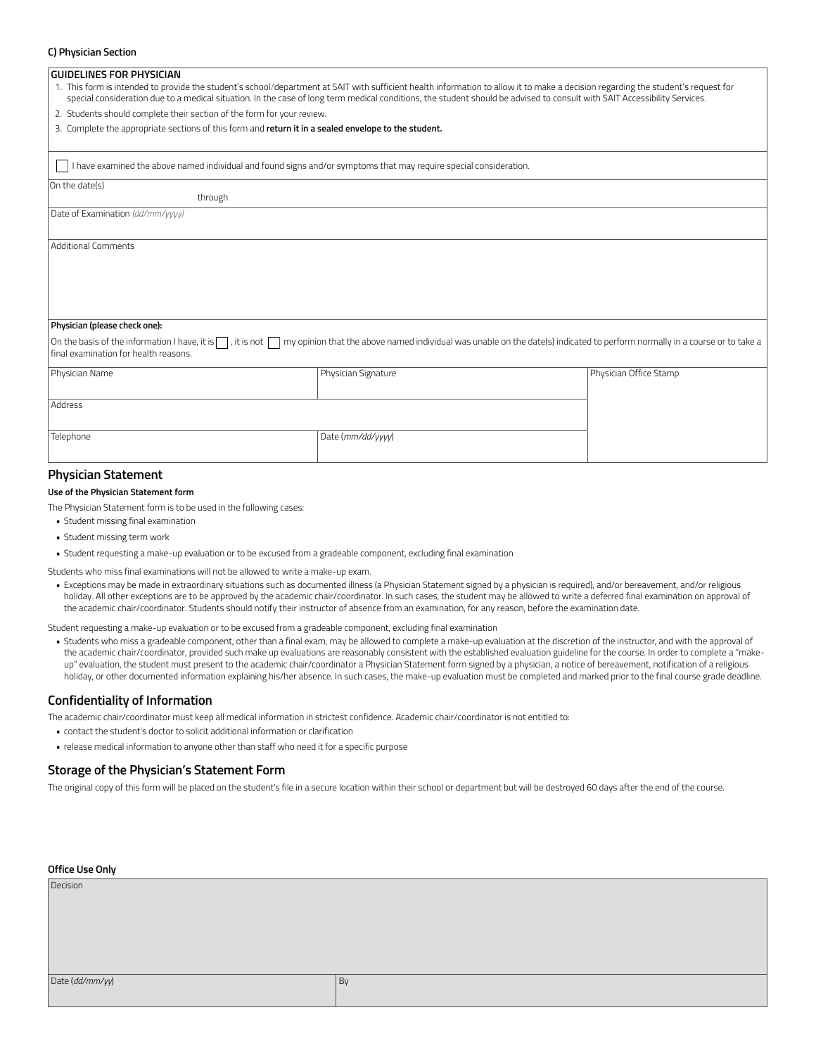**C) Physician Section**

**GUIDELINES FOR PHYSICIAN**

1. This form is intended to provide the student's school/department at SAIT with sufficient health information to allow it to make a decision regarding the student's request for special consideration due to a medical situation. In the case of long term medical conditions, the student should be advised to consult with SAIT Accessibility Services.
2. Students should complete their section of the form for your review.
3. Complete the appropriate sections of this form and **return it in a sealed envelope to the student.**

☐ I have examined the above named individual and found signs and/or symptoms that may require special consideration.

On the date(s) through

Date of Examination *(dd/mm/yyyy)*

Additional Comments

**Physician (please check one):**

On the basis of the information I have, it is ☐ , it is not ☐ my opinion that the above named individual was unable on the date(s) indicated to perform normally in a course or to take a final examination for health reasons.

| Physician Name | Physician Signature | Physician Office Stamp |
|---|---|---|
| Address | | |
| Telephone | Date (*mm/dd/yyyy*) | |

## Physician Statement

**Use of the Physician Statement form**

The Physician Statement form is to be used in the following cases:

- Student missing final examination
- Student missing term work
- Student requesting a make-up evaluation or to be excused from a gradeable component, excluding final examination

Students who miss final examinations will not be allowed to write a make-up exam.

- Exceptions may be made in extraordinary situations such as documented illness (a Physician Statement signed by a physician is required), and/or bereavement, and/or religious holiday. All other exceptions are to be approved by the academic chair/coordinator. In such cases, the student may be allowed to write a deferred final examination on approval of the academic chair/coordinator. Students should notify their instructor of absence from an examination, for any reason, before the examination date.

Student requesting a make-up evaluation or to be excused from a gradeable component, excluding final examination

- Students who miss a gradeable component, other than a final exam, may be allowed to complete a make-up evaluation at the discretion of the instructor, and with the approval of the academic chair/coordinator, provided such make up evaluations are reasonably consistent with the established evaluation guideline for the course. In order to complete a "make-up" evaluation, the student must present to the academic chair/coordinator a Physician Statement form signed by a physician, a notice of bereavement, notification of a religious holiday, or other documented information explaining his/her absence. In such cases, the make-up evaluation must be completed and marked prior to the final course grade deadline.

## Confidentiality of Information

The academic chair/coordinator must keep all medical information in strictest confidence. Academic chair/coordinator is not entitled to:

- contact the student's doctor to solicit additional information or clarification
- release medical information to anyone other than staff who need it for a specific purpose

## Storage of the Physician's Statement Form

The original copy of this form will be placed on the student's file in a secure location within their school or department but will be destroyed 60 days after the end of the course.

**Office Use Only**

| Decision | |
|---|---|
| Date (*dd/mm/yy*) | By |